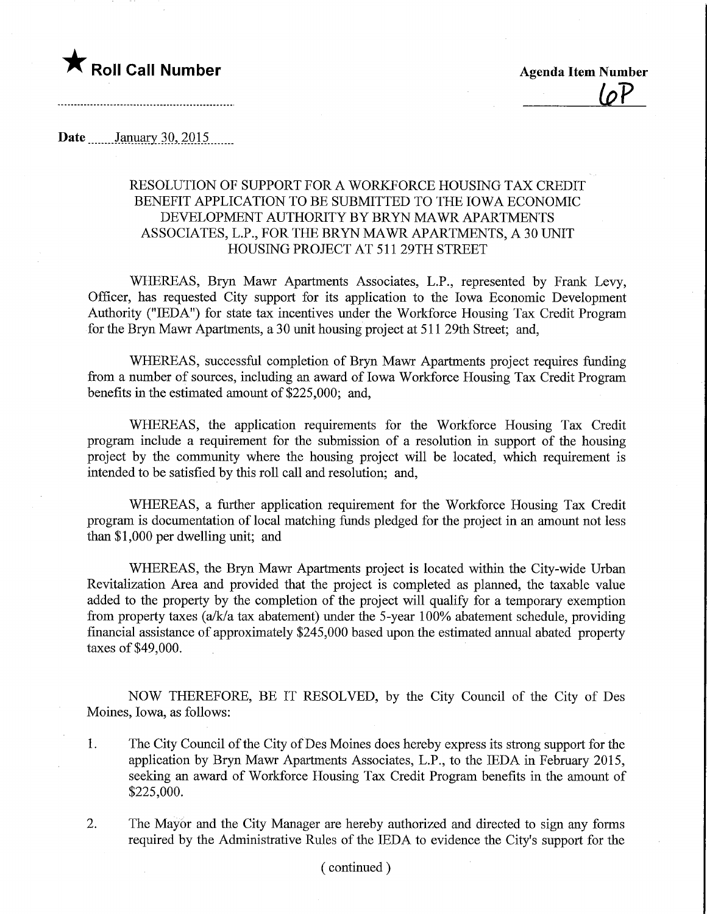★ **Roll Call Number**

**Agenda Item Number**

6P

**Date** January 30, 2015

RESOLUTION OF SUPPORT FOR A WORKFORCE HOUSING TAX CREDIT BENEFIT APPLICATION TO BE SUBMITTED TO THE IOWA ECONOMIC DEVELOPMENT AUTHORITY BY BRYN MAWR APARTMENTS ASSOCIATES, L.P., FOR THE BRYN MAWR APARTMENTS, A 30 UNIT HOUSING PROJECT AT 511 29TH STREET

WHEREAS, Bryn Mawr Apartments Associates, L.P., represented by Frank Levy, Officer, has requested City support for its application to the Iowa Economic Development Authority ("IEDA") for state tax incentives under the Workforce Housing Tax Credit Program for the Bryn Mawr Apartments, a 30 unit housing project at 511 29th Street; and,

WHEREAS, successful completion of Bryn Mawr Apartments project requires funding from a number of sources, including an award of Iowa Workforce Housing Tax Credit Program benefits in the estimated amount of $225,000; and,

WHEREAS, the application requirements for the Workforce Housing Tax Credit program include a requirement for the submission of a resolution in support of the housing project by the community where the housing project will be located, which requirement is intended to be satisfied by this roll call and resolution; and,

WHEREAS, a further application requirement for the Workforce Housing Tax Credit program is documentation of local matching funds pledged for the project in an amount not less than $1,000 per dwelling unit; and

WHEREAS, the Bryn Mawr Apartments project is located within the City-wide Urban Revitalization Area and provided that the project is completed as planned, the taxable value added to the property by the completion of the project will qualify for a temporary exemption from property taxes (a/k/a tax abatement) under the 5-year 100% abatement schedule, providing financial assistance of approximately $245,000 based upon the estimated annual abated property taxes of $49,000.

NOW THEREFORE, BE IT RESOLVED, by the City Council of the City of Des Moines, Iowa, as follows:

1. The City Council of the City of Des Moines does hereby express its strong support for the application by Bryn Mawr Apartments Associates, L.P., to the IEDA in February 2015, seeking an award of Workforce Housing Tax Credit Program benefits in the amount of $225,000.

2. The Mayor and the City Manager are hereby authorized and directed to sign any forms required by the Administrative Rules of the IEDA to evidence the City's support for the

( continued )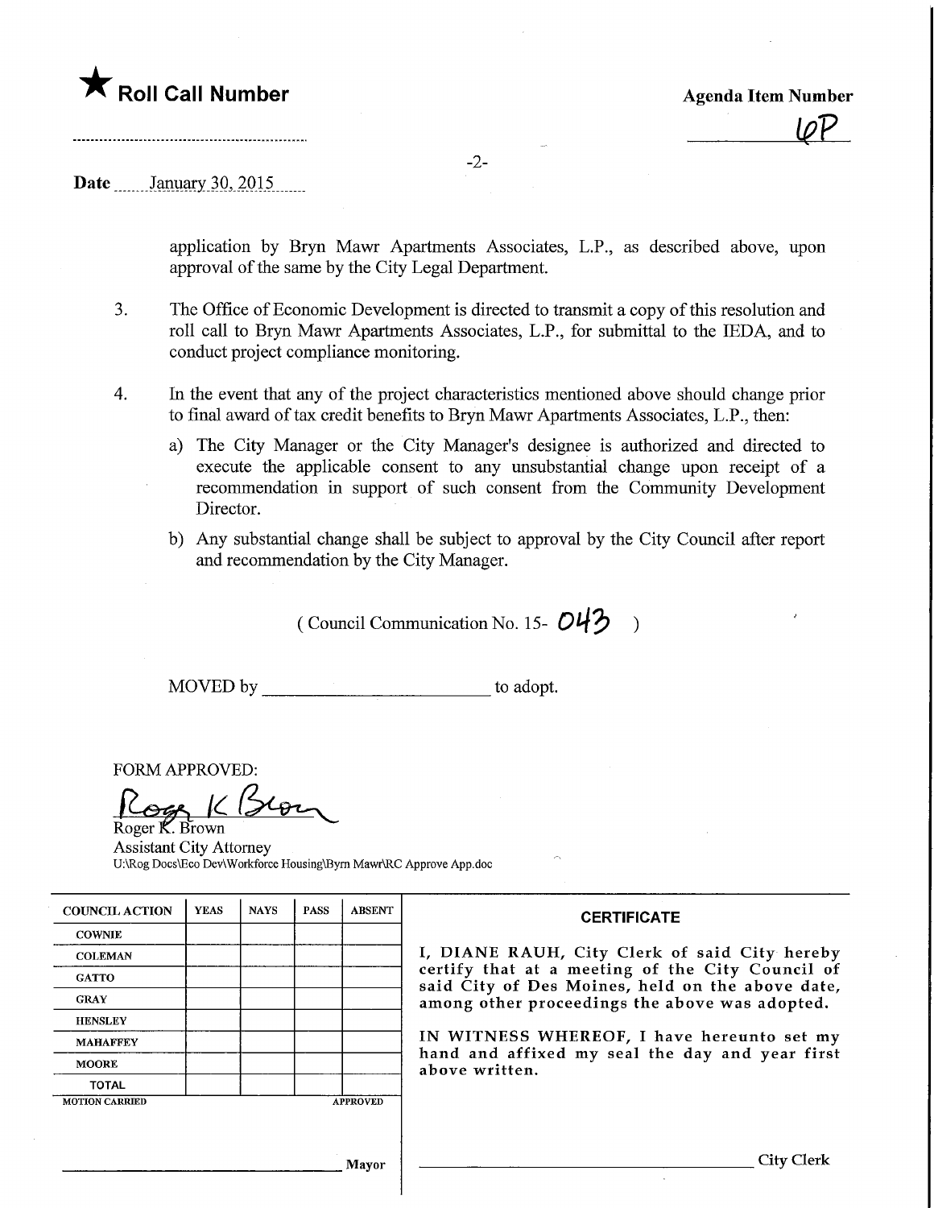★ **Roll Call Number**

**Agenda Item Number**

6P

**Date** January 30, 2015

application by Bryn Mawr Apartments Associates, L.P., as described above, upon approval of the same by the City Legal Department.

3. The Office of Economic Development is directed to transmit a copy of this resolution and roll call to Bryn Mawr Apartments Associates, L.P., for submittal to the IEDA, and to conduct project compliance monitoring.

4. In the event that any of the project characteristics mentioned above should change prior to final award of tax credit benefits to Bryn Mawr Apartments Associates, L.P., then:

   a) The City Manager or the City Manager's designee is authorized and directed to execute the applicable consent to any unsubstantial change upon receipt of a recommendation in support of such consent from the Community Development Director.

   b) Any substantial change shall be subject to approval by the City Council after report and recommendation by the City Manager.

( Council Communication No. 15- 043 )

MOVED by ________________________ to adopt.

FORM APPROVED:

Roger K. Brown
Assistant City Attorney
U:\Rog Docs\Eco Dev\Workforce Housing\Byrn Mawr\RC Approve App.doc

| COUNCIL ACTION | YEAS | NAYS | PASS | ABSENT |
|---|---|---|---|---|
| COWNIE | | | | |
| COLEMAN | | | | |
| GATTO | | | | |
| GRAY | | | | |
| HENSLEY | | | | |
| MAHAFFEY | | | | |
| MOORE | | | | |
| TOTAL | | | | |
| MOTION CARRIED | | | | APPROVED |

________________________ Mayor

**CERTIFICATE**

I, DIANE RAUH, City Clerk of said City hereby certify that at a meeting of the City Council of said City of Des Moines, held on the above date, among other proceedings the above was adopted.

IN WITNESS WHEREOF, I have hereunto set my hand and affixed my seal the day and year first above written.

________________________ City Clerk